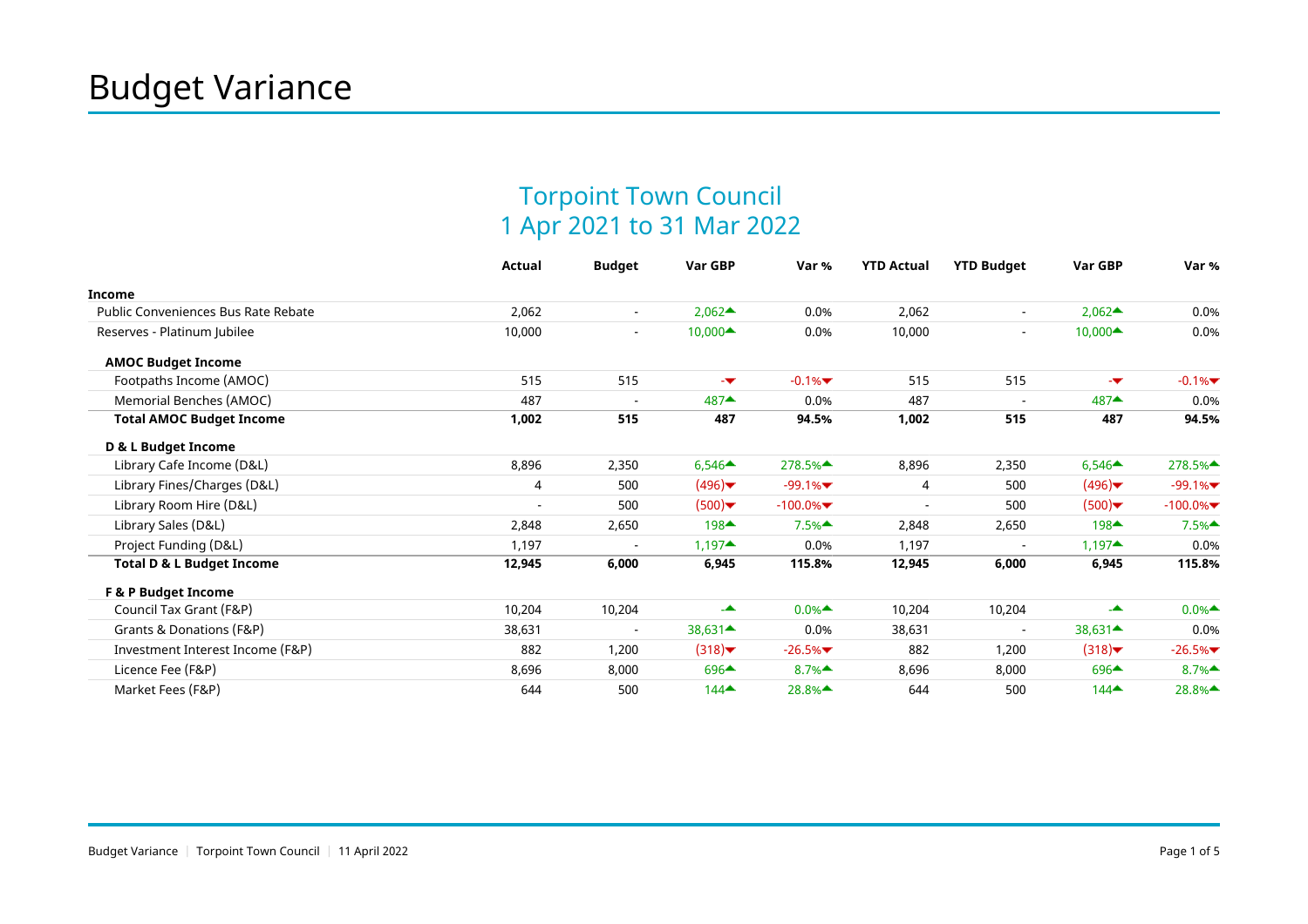# Budget Variance

## Torpoint Town Council
## 1 Apr 2021 to 31 Mar 2022

| | Actual | Budget | Var GBP | Var % | YTD Actual | YTD Budget | Var GBP | Var % |
|---|---|---|---|---|---|---|---|---|
| **Income** | | | | | | | | |
| Public Conveniences Bus Rate Rebate | 2,062 | - | 2,062▲ | 0.0% | 2,062 | - | 2,062▲ | 0.0% |
| Reserves - Platinum Jubilee | 10,000 | - | 10,000▲ | 0.0% | 10,000 | - | 10,000▲ | 0.0% |
| **AMOC Budget Income** | | | | | | | | |
| Footpaths Income (AMOC) | 515 | 515 | -▼ | -0.1%▼ | 515 | 515 | -▼ | -0.1%▼ |
| Memorial Benches (AMOC) | 487 | - | 487▲ | 0.0% | 487 | - | 487▲ | 0.0% |
| **Total AMOC Budget Income** | **1,002** | **515** | **487** | **94.5%** | **1,002** | **515** | **487** | **94.5%** |
| **D & L Budget Income** | | | | | | | | |
| Library Cafe Income (D&L) | 8,896 | 2,350 | 6,546▲ | 278.5%▲ | 8,896 | 2,350 | 6,546▲ | 278.5%▲ |
| Library Fines/Charges (D&L) | 4 | 500 | (496)▼ | -99.1%▼ | 4 | 500 | (496)▼ | -99.1%▼ |
| Library Room Hire (D&L) | - | 500 | (500)▼ | -100.0%▼ | - | 500 | (500)▼ | -100.0%▼ |
| Library Sales (D&L) | 2,848 | 2,650 | 198▲ | 7.5%▲ | 2,848 | 2,650 | 198▲ | 7.5%▲ |
| Project Funding (D&L) | 1,197 | - | 1,197▲ | 0.0% | 1,197 | - | 1,197▲ | 0.0% |
| **Total D & L Budget Income** | **12,945** | **6,000** | **6,945** | **115.8%** | **12,945** | **6,000** | **6,945** | **115.8%** |
| **F & P Budget Income** | | | | | | | | |
| Council Tax Grant (F&P) | 10,204 | 10,204 | -▲ | 0.0%▲ | 10,204 | 10,204 | -▲ | 0.0%▲ |
| Grants & Donations (F&P) | 38,631 | - | 38,631▲ | 0.0% | 38,631 | - | 38,631▲ | 0.0% |
| Investment Interest Income (F&P) | 882 | 1,200 | (318)▼ | -26.5%▼ | 882 | 1,200 | (318)▼ | -26.5%▼ |
| Licence Fee (F&P) | 8,696 | 8,000 | 696▲ | 8.7%▲ | 8,696 | 8,000 | 696▲ | 8.7%▲ |
| Market Fees (F&P) | 644 | 500 | 144▲ | 28.8%▲ | 644 | 500 | 144▲ | 28.8%▲ |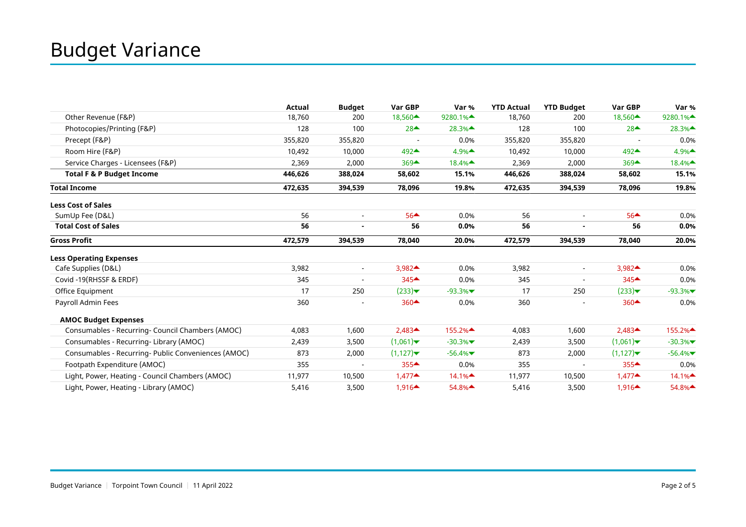# Budget Variance

| | Actual | Budget | Var GBP | Var % | YTD Actual | YTD Budget | Var GBP | Var % |
|---|---|---|---|---|---|---|---|---|
| Other Revenue (F&P) | 18,760 | 200 | 18,560▲ | 9280.1%▲ | 18,760 | 200 | 18,560▲ | 9280.1%▲ |
| Photocopies/Printing (F&P) | 128 | 100 | 28▲ | 28.3%▲ | 128 | 100 | 28▲ | 28.3%▲ |
| Precept (F&P) | 355,820 | 355,820 | - | 0.0% | 355,820 | 355,820 | - | 0.0% |
| Room Hire (F&P) | 10,492 | 10,000 | 492▲ | 4.9%▲ | 10,492 | 10,000 | 492▲ | 4.9%▲ |
| Service Charges - Licensees (F&P) | 2,369 | 2,000 | 369▲ | 18.4%▲ | 2,369 | 2,000 | 369▲ | 18.4%▲ |
| **Total F & P Budget Income** | **446,626** | **388,024** | **58,602** | **15.1%** | **446,626** | **388,024** | **58,602** | **15.1%** |
| **Total Income** | **472,635** | **394,539** | **78,096** | **19.8%** | **472,635** | **394,539** | **78,096** | **19.8%** |
| **Less Cost of Sales** | | | | | | | | |
| SumUp Fee (D&L) | 56 | - | 56▲ | 0.0% | 56 | - | 56▲ | 0.0% |
| **Total Cost of Sales** | **56** | **-** | **56** | **0.0%** | **56** | **-** | **56** | **0.0%** |
| **Gross Profit** | **472,579** | **394,539** | **78,040** | **20.0%** | **472,579** | **394,539** | **78,040** | **20.0%** |
| **Less Operating Expenses** | | | | | | | | |
| Cafe Supplies (D&L) | 3,982 | - | 3,982▲ | 0.0% | 3,982 | - | 3,982▲ | 0.0% |
| Covid -19(RHSSF & ERDF) | 345 | - | 345▲ | 0.0% | 345 | - | 345▲ | 0.0% |
| Office Equipment | 17 | 250 | (233)▼ | -93.3%▼ | 17 | 250 | (233)▼ | -93.3%▼ |
| Payroll Admin Fees | 360 | - | 360▲ | 0.0% | 360 | - | 360▲ | 0.0% |
| **AMOC Budget Expenses** | | | | | | | | |
| Consumables - Recurring- Council Chambers (AMOC) | 4,083 | 1,600 | 2,483▲ | 155.2%▲ | 4,083 | 1,600 | 2,483▲ | 155.2%▲ |
| Consumables - Recurring- Library (AMOC) | 2,439 | 3,500 | (1,061)▼ | -30.3%▼ | 2,439 | 3,500 | (1,061)▼ | -30.3%▼ |
| Consumables - Recurring- Public Conveniences (AMOC) | 873 | 2,000 | (1,127)▼ | -56.4%▼ | 873 | 2,000 | (1,127)▼ | -56.4%▼ |
| Footpath Expenditure (AMOC) | 355 | - | 355▲ | 0.0% | 355 | - | 355▲ | 0.0% |
| Light, Power, Heating - Council Chambers (AMOC) | 11,977 | 10,500 | 1,477▲ | 14.1%▲ | 11,977 | 10,500 | 1,477▲ | 14.1%▲ |
| Light, Power, Heating - Library (AMOC) | 5,416 | 3,500 | 1,916▲ | 54.8%▲ | 5,416 | 3,500 | 1,916▲ | 54.8%▲ |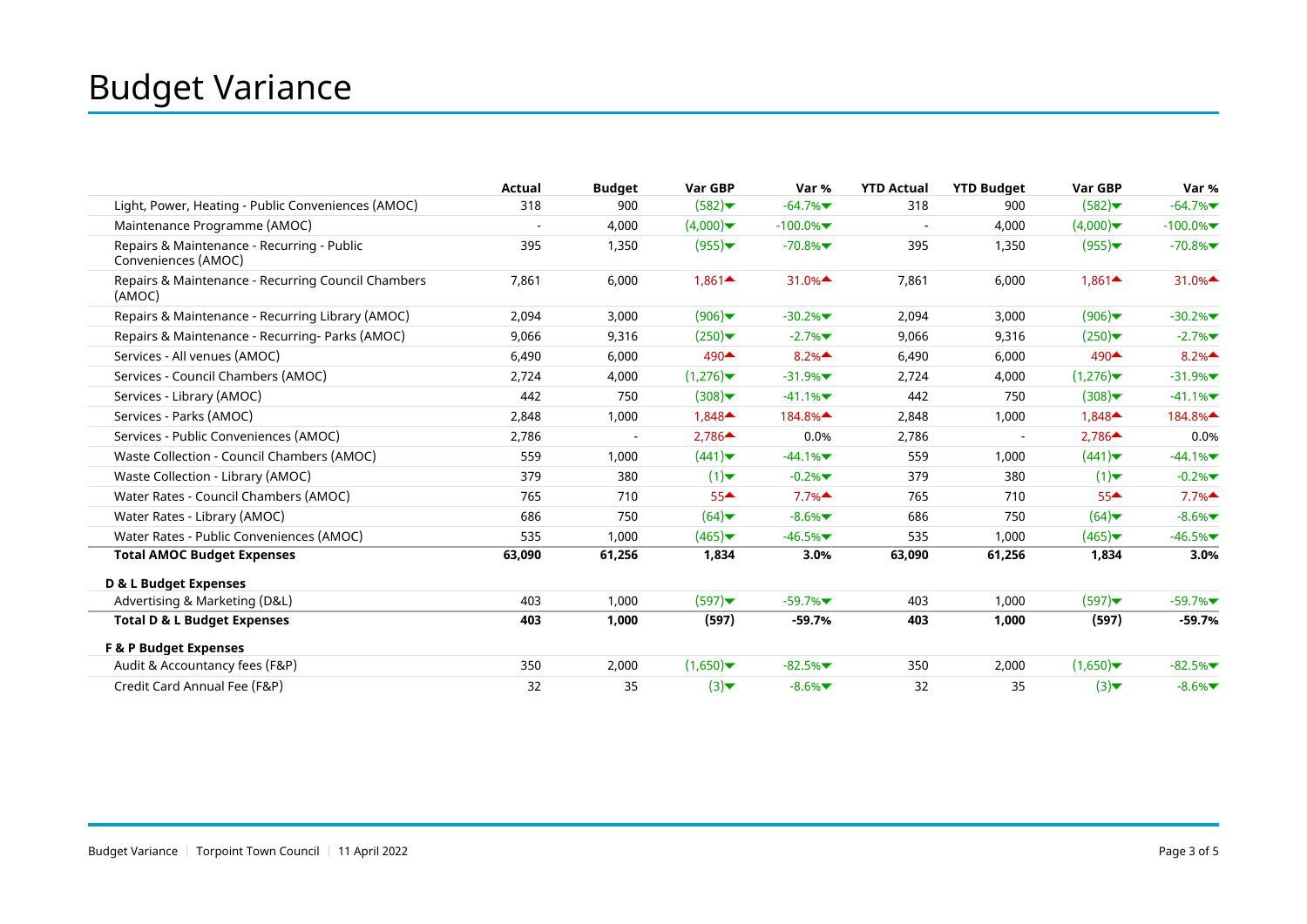# Budget Variance

| | Actual | Budget | Var GBP | Var % | YTD Actual | YTD Budget | Var GBP | Var % |
|---|---|---|---|---|---|---|---|---|
| Light, Power, Heating - Public Conveniences (AMOC) | 318 | 900 | (582)▼ | -64.7%▼ | 318 | 900 | (582)▼ | -64.7%▼ |
| Maintenance Programme (AMOC) | - | 4,000 | (4,000)▼ | -100.0%▼ | - | 4,000 | (4,000)▼ | -100.0%▼ |
| Repairs & Maintenance - Recurring - Public Conveniences (AMOC) | 395 | 1,350 | (955)▼ | -70.8%▼ | 395 | 1,350 | (955)▼ | -70.8%▼ |
| Repairs & Maintenance - Recurring Council Chambers (AMOC) | 7,861 | 6,000 | 1,861▲ | 31.0%▲ | 7,861 | 6,000 | 1,861▲ | 31.0%▲ |
| Repairs & Maintenance - Recurring Library (AMOC) | 2,094 | 3,000 | (906)▼ | -30.2%▼ | 2,094 | 3,000 | (906)▼ | -30.2%▼ |
| Repairs & Maintenance - Recurring- Parks (AMOC) | 9,066 | 9,316 | (250)▼ | -2.7%▼ | 9,066 | 9,316 | (250)▼ | -2.7%▼ |
| Services - All venues (AMOC) | 6,490 | 6,000 | 490▲ | 8.2%▲ | 6,490 | 6,000 | 490▲ | 8.2%▲ |
| Services - Council Chambers (AMOC) | 2,724 | 4,000 | (1,276)▼ | -31.9%▼ | 2,724 | 4,000 | (1,276)▼ | -31.9%▼ |
| Services - Library (AMOC) | 442 | 750 | (308)▼ | -41.1%▼ | 442 | 750 | (308)▼ | -41.1%▼ |
| Services - Parks (AMOC) | 2,848 | 1,000 | 1,848▲ | 184.8%▲ | 2,848 | 1,000 | 1,848▲ | 184.8%▲ |
| Services - Public Conveniences (AMOC) | 2,786 | - | 2,786▲ | 0.0% | 2,786 | - | 2,786▲ | 0.0% |
| Waste Collection - Council Chambers (AMOC) | 559 | 1,000 | (441)▼ | -44.1%▼ | 559 | 1,000 | (441)▼ | -44.1%▼ |
| Waste Collection - Library (AMOC) | 379 | 380 | (1)▼ | -0.2%▼ | 379 | 380 | (1)▼ | -0.2%▼ |
| Water Rates - Council Chambers (AMOC) | 765 | 710 | 55▲ | 7.7%▲ | 765 | 710 | 55▲ | 7.7%▲ |
| Water Rates - Library (AMOC) | 686 | 750 | (64)▼ | -8.6%▼ | 686 | 750 | (64)▼ | -8.6%▼ |
| Water Rates - Public Conveniences (AMOC) | 535 | 1,000 | (465)▼ | -46.5%▼ | 535 | 1,000 | (465)▼ | -46.5%▼ |
| **Total AMOC Budget Expenses** | **63,090** | **61,256** | **1,834** | **3.0%** | **63,090** | **61,256** | **1,834** | **3.0%** |
| **D & L Budget Expenses** | | | | | | | | |
| Advertising & Marketing (D&L) | 403 | 1,000 | (597)▼ | -59.7%▼ | 403 | 1,000 | (597)▼ | -59.7%▼ |
| **Total D & L Budget Expenses** | **403** | **1,000** | **(597)** | **-59.7%** | **403** | **1,000** | **(597)** | **-59.7%** |
| **F & P Budget Expenses** | | | | | | | | |
| Audit & Accountancy fees (F&P) | 350 | 2,000 | (1,650)▼ | -82.5%▼ | 350 | 2,000 | (1,650)▼ | -82.5%▼ |
| Credit Card Annual Fee (F&P) | 32 | 35 | (3)▼ | -8.6%▼ | 32 | 35 | (3)▼ | -8.6%▼ |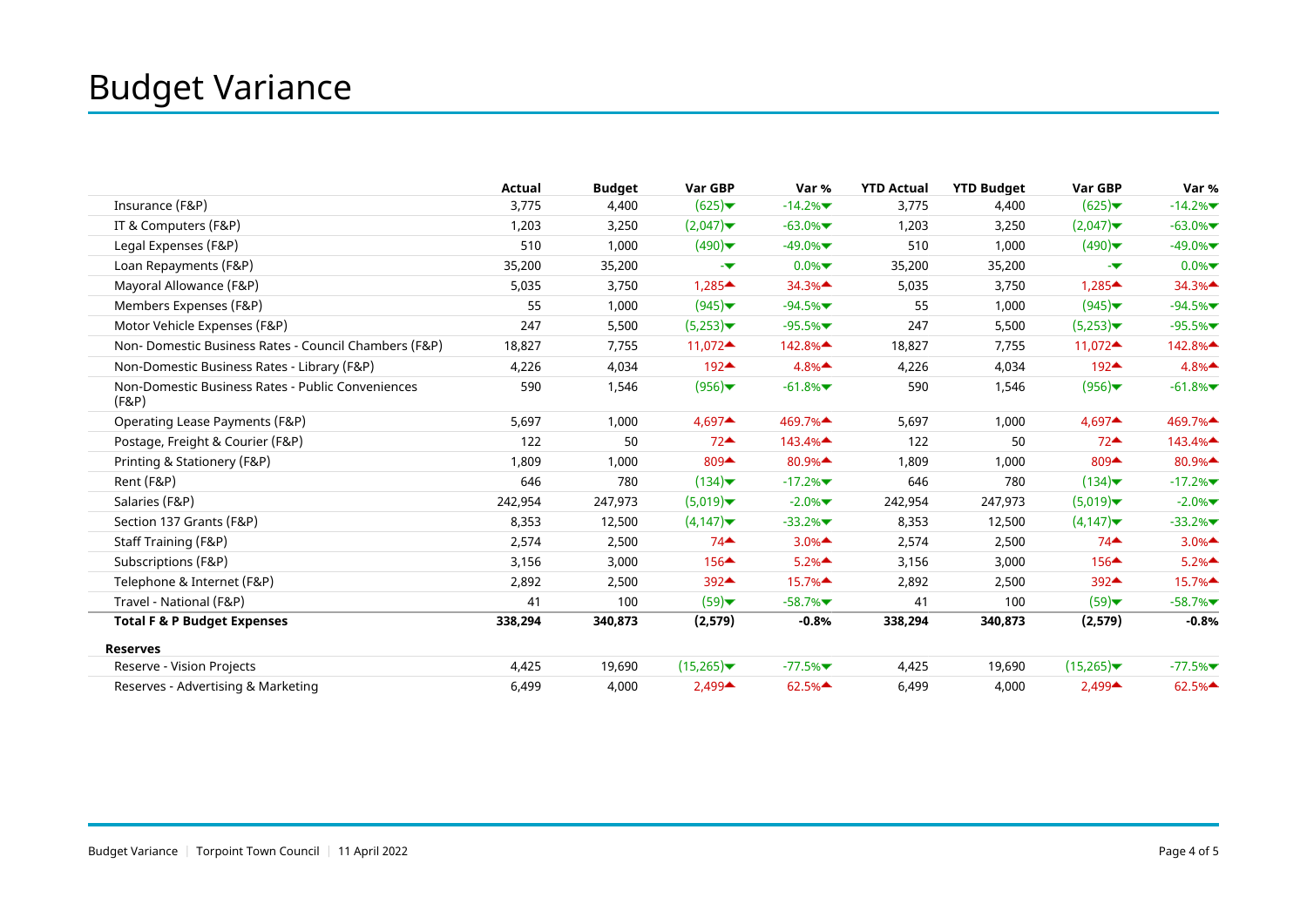# Budget Variance

| | Actual | Budget | Var GBP | Var % | YTD Actual | YTD Budget | Var GBP | Var % |
|---|---|---|---|---|---|---|---|---|
| Insurance (F&P) | 3,775 | 4,400 | (625)▼ | -14.2%▼ | 3,775 | 4,400 | (625)▼ | -14.2%▼ |
| IT & Computers (F&P) | 1,203 | 3,250 | (2,047)▼ | -63.0%▼ | 1,203 | 3,250 | (2,047)▼ | -63.0%▼ |
| Legal Expenses (F&P) | 510 | 1,000 | (490)▼ | -49.0%▼ | 510 | 1,000 | (490)▼ | -49.0%▼ |
| Loan Repayments (F&P) | 35,200 | 35,200 | -▼ | 0.0%▼ | 35,200 | 35,200 | -▼ | 0.0%▼ |
| Mayoral Allowance (F&P) | 5,035 | 3,750 | 1,285▲ | 34.3%▲ | 5,035 | 3,750 | 1,285▲ | 34.3%▲ |
| Members Expenses (F&P) | 55 | 1,000 | (945)▼ | -94.5%▼ | 55 | 1,000 | (945)▼ | -94.5%▼ |
| Motor Vehicle Expenses (F&P) | 247 | 5,500 | (5,253)▼ | -95.5%▼ | 247 | 5,500 | (5,253)▼ | -95.5%▼ |
| Non- Domestic Business Rates - Council Chambers (F&P) | 18,827 | 7,755 | 11,072▲ | 142.8%▲ | 18,827 | 7,755 | 11,072▲ | 142.8%▲ |
| Non-Domestic Business Rates - Library (F&P) | 4,226 | 4,034 | 192▲ | 4.8%▲ | 4,226 | 4,034 | 192▲ | 4.8%▲ |
| Non-Domestic Business Rates - Public Conveniences (F&P) | 590 | 1,546 | (956)▼ | -61.8%▼ | 590 | 1,546 | (956)▼ | -61.8%▼ |
| Operating Lease Payments (F&P) | 5,697 | 1,000 | 4,697▲ | 469.7%▲ | 5,697 | 1,000 | 4,697▲ | 469.7%▲ |
| Postage, Freight & Courier (F&P) | 122 | 50 | 72▲ | 143.4%▲ | 122 | 50 | 72▲ | 143.4%▲ |
| Printing & Stationery (F&P) | 1,809 | 1,000 | 809▲ | 80.9%▲ | 1,809 | 1,000 | 809▲ | 80.9%▲ |
| Rent (F&P) | 646 | 780 | (134)▼ | -17.2%▼ | 646 | 780 | (134)▼ | -17.2%▼ |
| Salaries (F&P) | 242,954 | 247,973 | (5,019)▼ | -2.0%▼ | 242,954 | 247,973 | (5,019)▼ | -2.0%▼ |
| Section 137 Grants (F&P) | 8,353 | 12,500 | (4,147)▼ | -33.2%▼ | 8,353 | 12,500 | (4,147)▼ | -33.2%▼ |
| Staff Training (F&P) | 2,574 | 2,500 | 74▲ | 3.0%▲ | 2,574 | 2,500 | 74▲ | 3.0%▲ |
| Subscriptions (F&P) | 3,156 | 3,000 | 156▲ | 5.2%▲ | 3,156 | 3,000 | 156▲ | 5.2%▲ |
| Telephone & Internet (F&P) | 2,892 | 2,500 | 392▲ | 15.7%▲ | 2,892 | 2,500 | 392▲ | 15.7%▲ |
| Travel - National (F&P) | 41 | 100 | (59)▼ | -58.7%▼ | 41 | 100 | (59)▼ | -58.7%▼ |
| **Total F & P Budget Expenses** | **338,294** | **340,873** | **(2,579)** | **-0.8%** | **338,294** | **340,873** | **(2,579)** | **-0.8%** |
| **Reserves** | | | | | | | | |
| Reserve - Vision Projects | 4,425 | 19,690 | (15,265)▼ | -77.5%▼ | 4,425 | 19,690 | (15,265)▼ | -77.5%▼ |
| Reserves - Advertising & Marketing | 6,499 | 4,000 | 2,499▲ | 62.5%▲ | 6,499 | 4,000 | 2,499▲ | 62.5%▲ |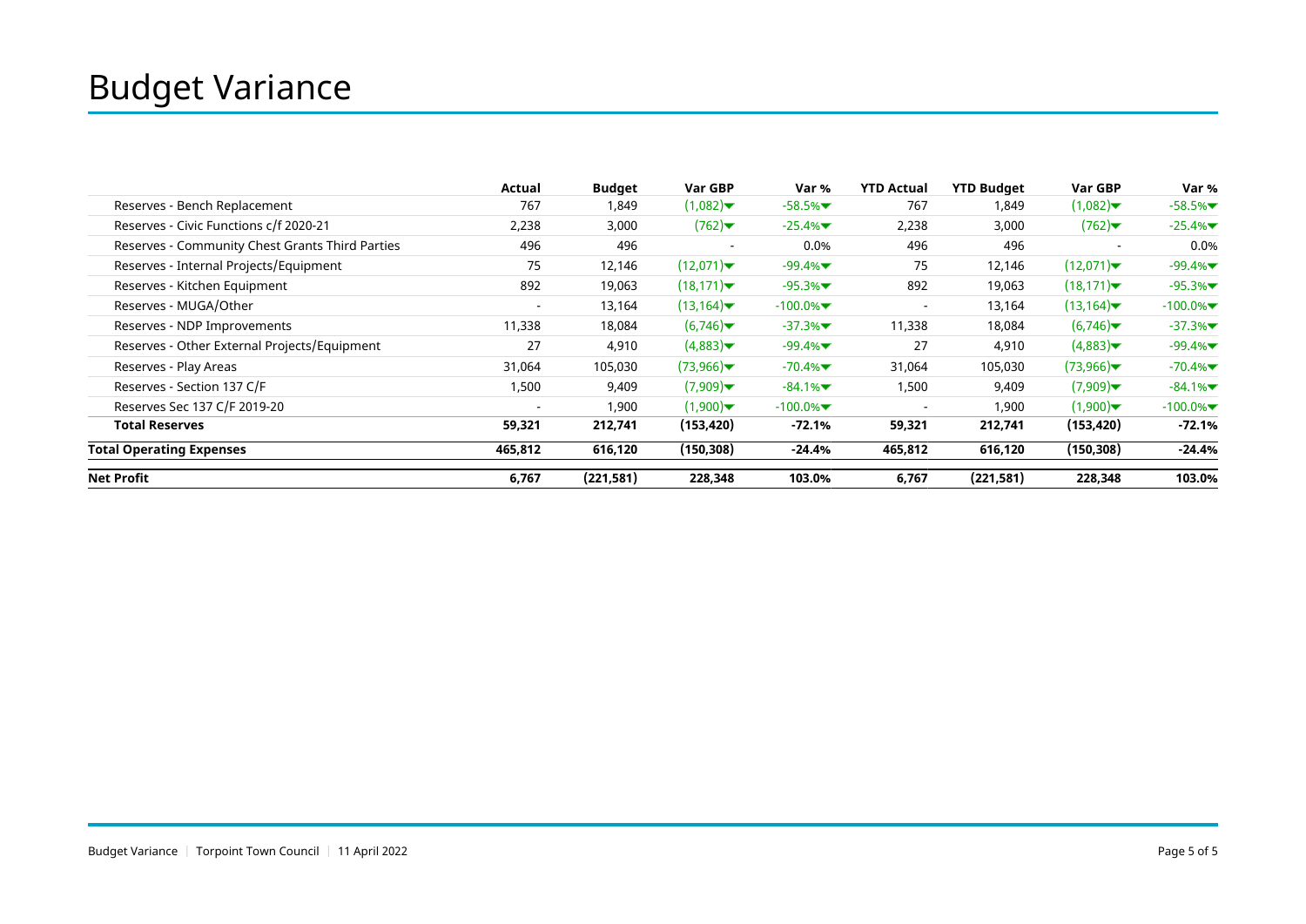# Budget Variance

| | Actual | Budget | Var GBP | Var % | YTD Actual | YTD Budget | Var GBP | Var % |
|---|---|---|---|---|---|---|---|---|
| Reserves - Bench Replacement | 767 | 1,849 | (1,082)▼ | -58.5%▼ | 767 | 1,849 | (1,082)▼ | -58.5%▼ |
| Reserves - Civic Functions c/f 2020-21 | 2,238 | 3,000 | (762)▼ | -25.4%▼ | 2,238 | 3,000 | (762)▼ | -25.4%▼ |
| Reserves - Community Chest Grants Third Parties | 496 | 496 | - | 0.0% | 496 | 496 | - | 0.0% |
| Reserves - Internal Projects/Equipment | 75 | 12,146 | (12,071)▼ | -99.4%▼ | 75 | 12,146 | (12,071)▼ | -99.4%▼ |
| Reserves - Kitchen Equipment | 892 | 19,063 | (18,171)▼ | -95.3%▼ | 892 | 19,063 | (18,171)▼ | -95.3%▼ |
| Reserves - MUGA/Other | - | 13,164 | (13,164)▼ | -100.0%▼ | - | 13,164 | (13,164)▼ | -100.0%▼ |
| Reserves - NDP Improvements | 11,338 | 18,084 | (6,746)▼ | -37.3%▼ | 11,338 | 18,084 | (6,746)▼ | -37.3%▼ |
| Reserves - Other External Projects/Equipment | 27 | 4,910 | (4,883)▼ | -99.4%▼ | 27 | 4,910 | (4,883)▼ | -99.4%▼ |
| Reserves - Play Areas | 31,064 | 105,030 | (73,966)▼ | -70.4%▼ | 31,064 | 105,030 | (73,966)▼ | -70.4%▼ |
| Reserves - Section 137 C/F | 1,500 | 9,409 | (7,909)▼ | -84.1%▼ | 1,500 | 9,409 | (7,909)▼ | -84.1%▼ |
| Reserves Sec 137 C/F 2019-20 | - | 1,900 | (1,900)▼ | -100.0%▼ | - | 1,900 | (1,900)▼ | -100.0%▼ |
| **Total Reserves** | **59,321** | **212,741** | **(153,420)** | **-72.1%** | **59,321** | **212,741** | **(153,420)** | **-72.1%** |
| **Total Operating Expenses** | **465,812** | **616,120** | **(150,308)** | **-24.4%** | **465,812** | **616,120** | **(150,308)** | **-24.4%** |
| **Net Profit** | **6,767** | **(221,581)** | **228,348** | **103.0%** | **6,767** | **(221,581)** | **228,348** | **103.0%** |